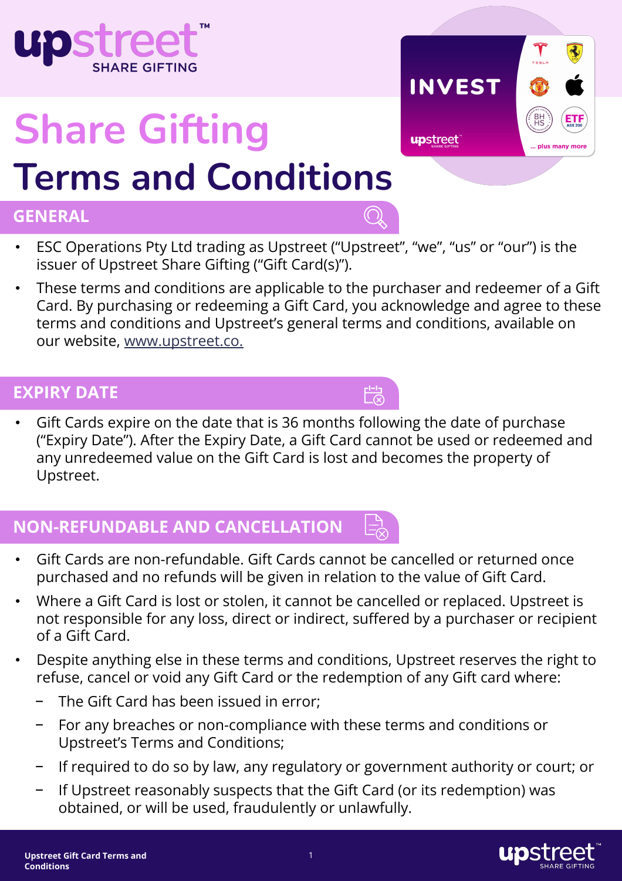# Share Gifting
# Terms and Conditions

## GENERAL

- ESC Operations Pty Ltd trading as Upstreet ("Upstreet", "we", "us" or "our") is the issuer of Upstreet Share Gifting ("Gift Card(s)").
- These terms and conditions are applicable to the purchaser and redeemer of a Gift Card. By purchasing or redeeming a Gift Card, you acknowledge and agree to these terms and conditions and Upstreet's general terms and conditions, available on our website, www.upstreet.co.

## EXPIRY DATE

- Gift Cards expire on the date that is 36 months following the date of purchase ("Expiry Date"). After the Expiry Date, a Gift Card cannot be used or redeemed and any unredeemed value on the Gift Card is lost and becomes the property of Upstreet.

## NON-REFUNDABLE AND CANCELLATION

- Gift Cards are non-refundable. Gift Cards cannot be cancelled or returned once purchased and no refunds will be given in relation to the value of Gift Card.
- Where a Gift Card is lost or stolen, it cannot be cancelled or replaced. Upstreet is not responsible for any loss, direct or indirect, suffered by a purchaser or recipient of a Gift Card.
- Despite anything else in these terms and conditions, Upstreet reserves the right to refuse, cancel or void any Gift Card or the redemption of any Gift card where:
  - The Gift Card has been issued in error;
  - For any breaches or non-compliance with these terms and conditions or Upstreet's Terms and Conditions;
  - If required to do so by law, any regulatory or government authority or court; or
  - If Upstreet reasonably suspects that the Gift Card (or its redemption) was obtained, or will be used, fraudulently or unlawfully.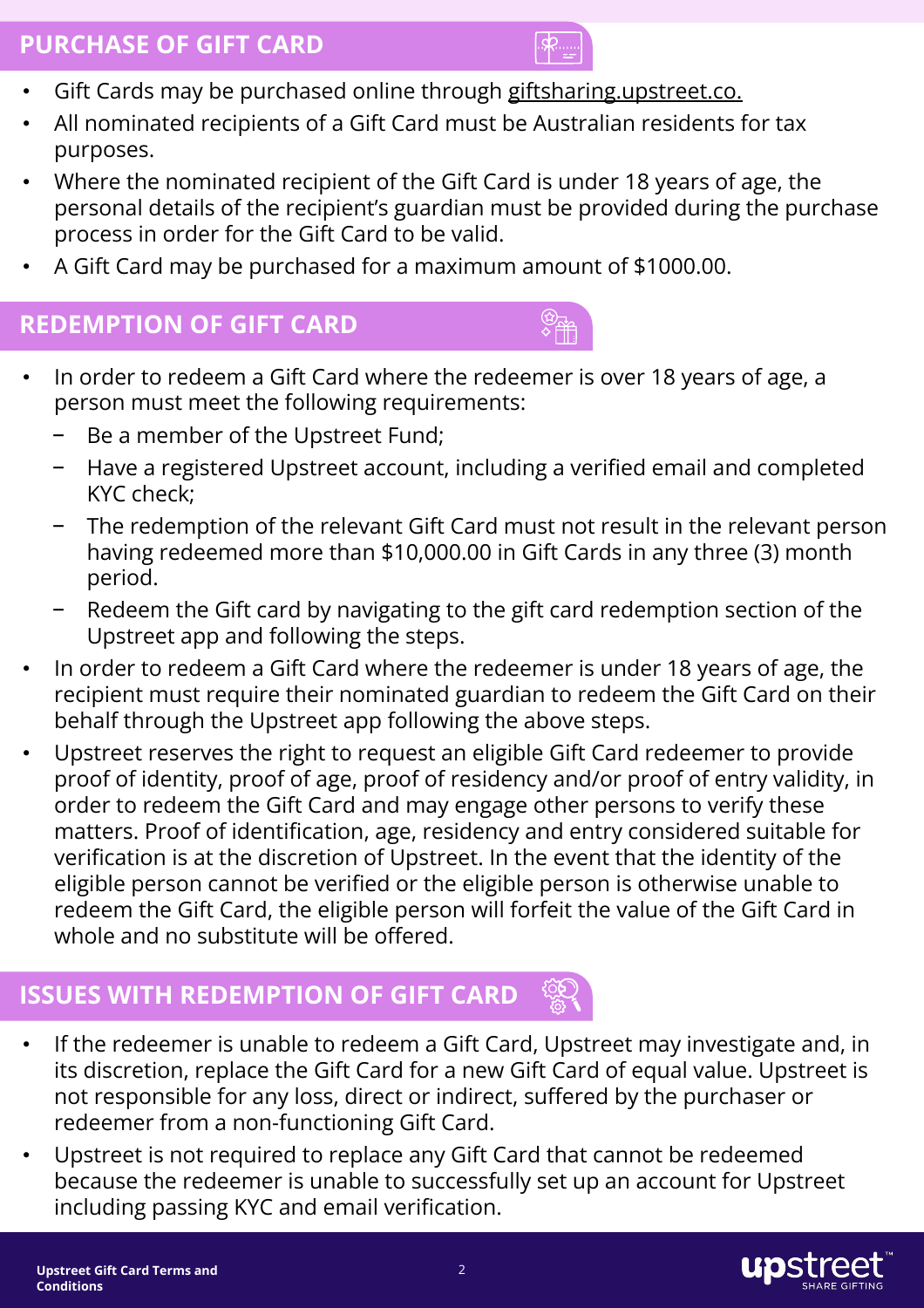## PURCHASE OF GIFT CARD

- Gift Cards may be purchased online through giftsharing.upstreet.co.
- All nominated recipients of a Gift Card must be Australian residents for tax purposes.
- Where the nominated recipient of the Gift Card is under 18 years of age, the personal details of the recipient's guardian must be provided during the purchase process in order for the Gift Card to be valid.
- A Gift Card may be purchased for a maximum amount of $1000.00.

## REDEMPTION OF GIFT CARD

- In order to redeem a Gift Card where the redeemer is over 18 years of age, a person must meet the following requirements:
  - Be a member of the Upstreet Fund;
  - Have a registered Upstreet account, including a verified email and completed KYC check;
  - The redemption of the relevant Gift Card must not result in the relevant person having redeemed more than $10,000.00 in Gift Cards in any three (3) month period.
  - Redeem the Gift card by navigating to the gift card redemption section of the Upstreet app and following the steps.
- In order to redeem a Gift Card where the redeemer is under 18 years of age, the recipient must require their nominated guardian to redeem the Gift Card on their behalf through the Upstreet app following the above steps.
- Upstreet reserves the right to request an eligible Gift Card redeemer to provide proof of identity, proof of age, proof of residency and/or proof of entry validity, in order to redeem the Gift Card and may engage other persons to verify these matters. Proof of identification, age, residency and entry considered suitable for verification is at the discretion of Upstreet. In the event that the identity of the eligible person cannot be verified or the eligible person is otherwise unable to redeem the Gift Card, the eligible person will forfeit the value of the Gift Card in whole and no substitute will be offered.

## ISSUES WITH REDEMPTION OF GIFT CARD

- If the redeemer is unable to redeem a Gift Card, Upstreet may investigate and, in its discretion, replace the Gift Card for a new Gift Card of equal value. Upstreet is not responsible for any loss, direct or indirect, suffered by the purchaser or redeemer from a non-functioning Gift Card.
- Upstreet is not required to replace any Gift Card that cannot be redeemed because the redeemer is unable to successfully set up an account for Upstreet including passing KYC and email verification.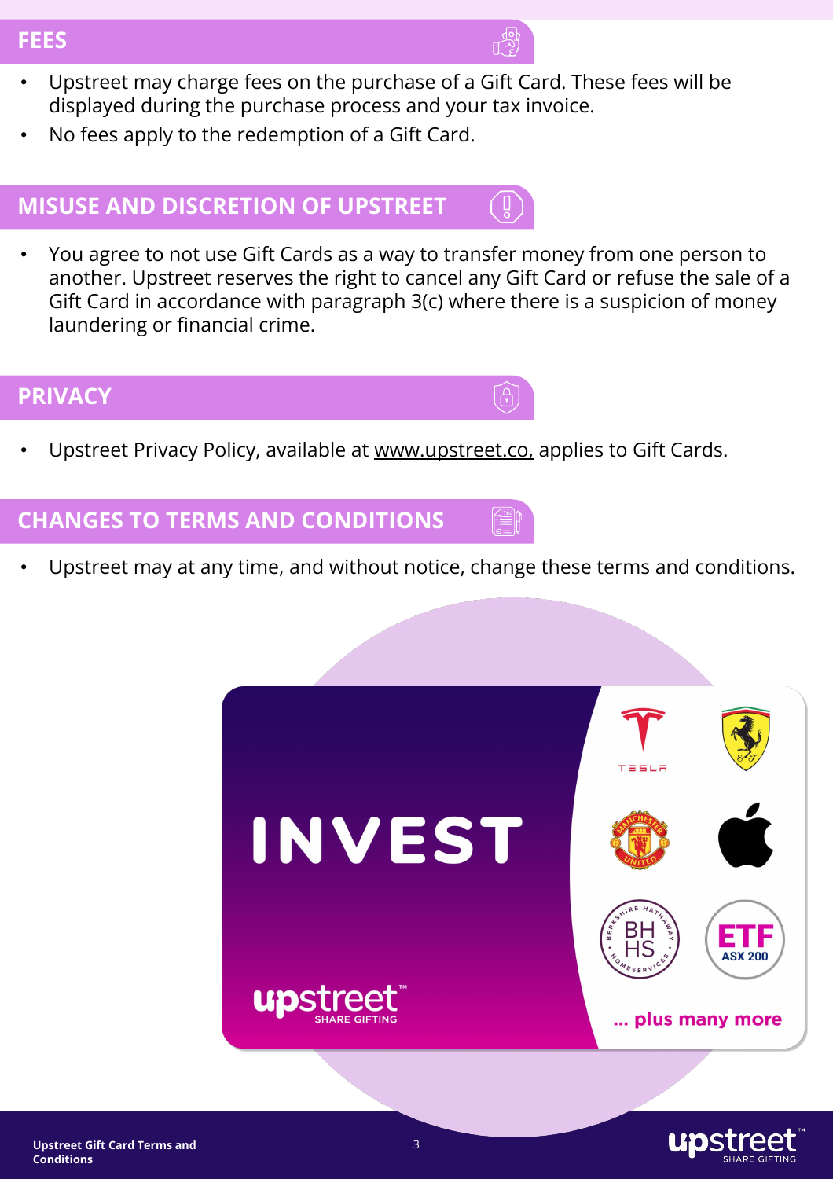## FEES

- Upstreet may charge fees on the purchase of a Gift Card. These fees will be displayed during the purchase process and your tax invoice.
- No fees apply to the redemption of a Gift Card.

## MISUSE AND DISCRETION OF UPSTREET

- You agree to not use Gift Cards as a way to transfer money from one person to another. Upstreet reserves the right to cancel any Gift Card or refuse the sale of a Gift Card in accordance with paragraph 3(c) where there is a suspicion of money laundering or financial crime.

## PRIVACY

- Upstreet Privacy Policy, available at www.upstreet.co, applies to Gift Cards.

## CHANGES TO TERMS AND CONDITIONS

- Upstreet may at any time, and without notice, change these terms and conditions.